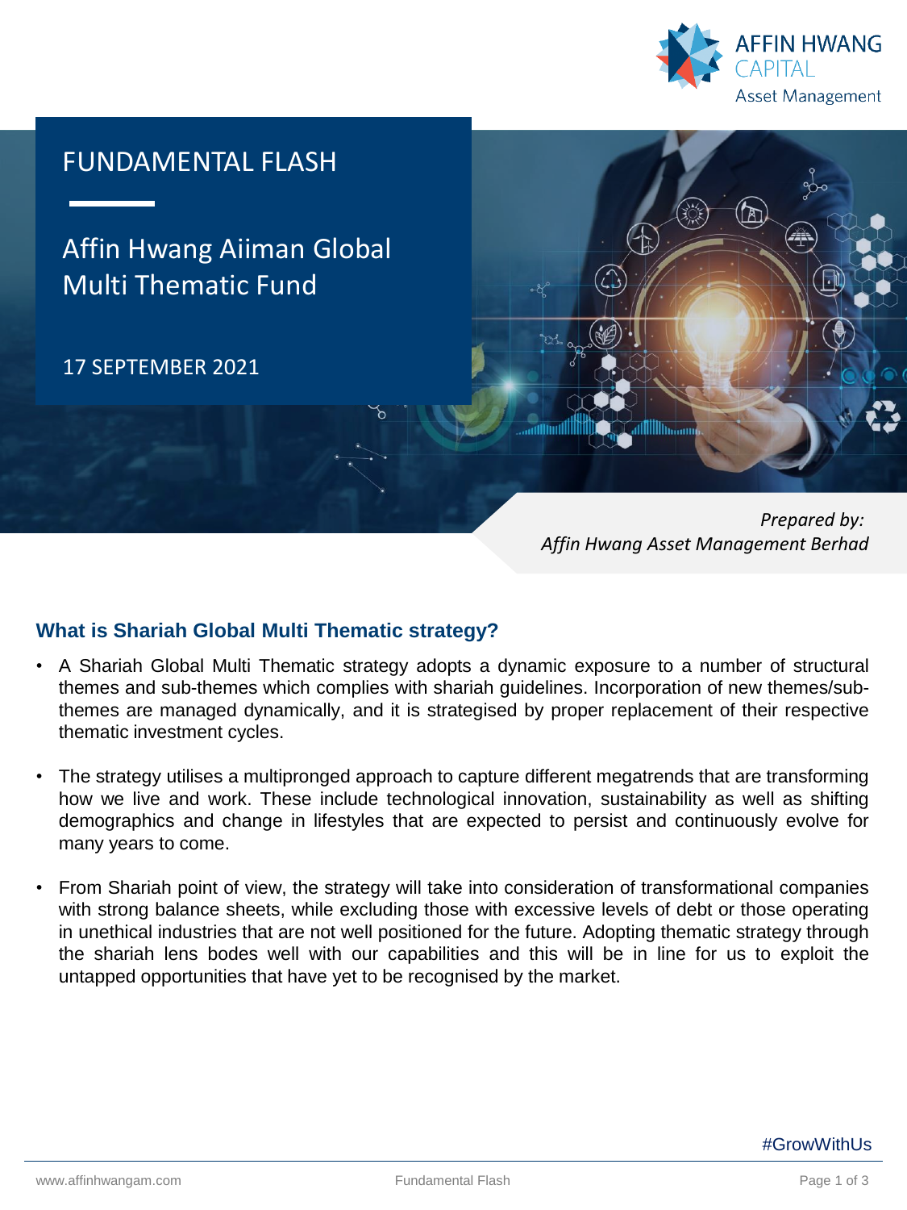# FUNDAMENTAL FLASH

## Affin Hwang Aiiman Global Multi Thematic Fund

17 SEPTEMBER 2021

*Prepared by:*
*Affin Hwang Asset Management Berhad*

### What is Shariah Global Multi Thematic strategy?

- A Shariah Global Multi Thematic strategy adopts a dynamic exposure to a number of structural themes and sub-themes which complies with shariah guidelines. Incorporation of new themes/sub-themes are managed dynamically, and it is strategised by proper replacement of their respective thematic investment cycles.
- The strategy utilises a multipronged approach to capture different megatrends that are transforming how we live and work. These include technological innovation, sustainability as well as shifting demographics and change in lifestyles that are expected to persist and continuously evolve for many years to come.
- From Shariah point of view, the strategy will take into consideration of transformational companies with strong balance sheets, while excluding those with excessive levels of debt or those operating in unethical industries that are not well positioned for the future. Adopting thematic strategy through the shariah lens bodes well with our capabilities and this will be in line for us to exploit the untapped opportunities that have yet to be recognised by the market.

#GrowWithUs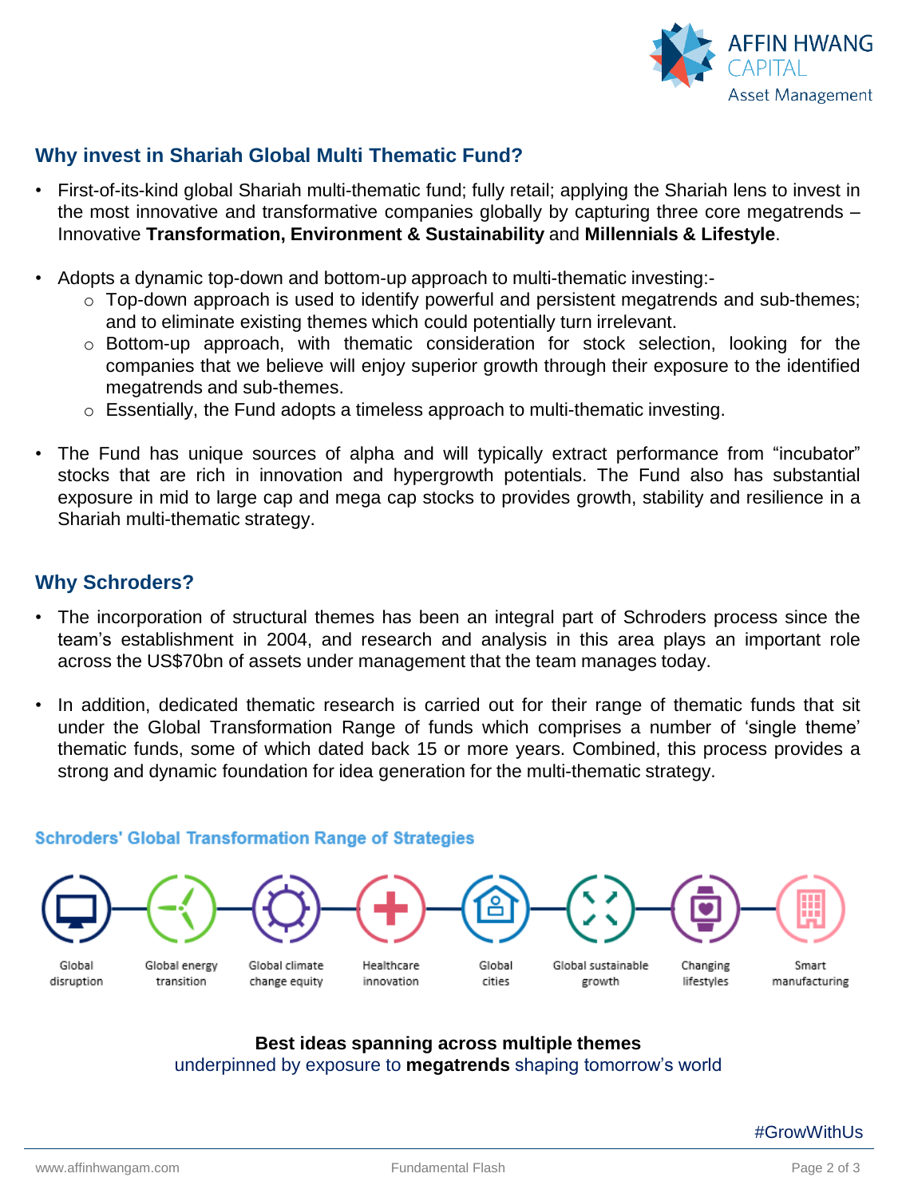## Why invest in Shariah Global Multi Thematic Fund?

- First-of-its-kind global Shariah multi-thematic fund; fully retail; applying the Shariah lens to invest in the most innovative and transformative companies globally by capturing three core megatrends – Innovative **Transformation, Environment & Sustainability** and **Millennials & Lifestyle**.

- Adopts a dynamic top-down and bottom-up approach to multi-thematic investing:-
  - Top-down approach is used to identify powerful and persistent megatrends and sub-themes; and to eliminate existing themes which could potentially turn irrelevant.
  - Bottom-up approach, with thematic consideration for stock selection, looking for the companies that we believe will enjoy superior growth through their exposure to the identified megatrends and sub-themes.
  - Essentially, the Fund adopts a timeless approach to multi-thematic investing.

- The Fund has unique sources of alpha and will typically extract performance from "incubator" stocks that are rich in innovation and hypergrowth potentials. The Fund also has substantial exposure in mid to large cap and mega cap stocks to provides growth, stability and resilience in a Shariah multi-thematic strategy.

## Why Schroders?

- The incorporation of structural themes has been an integral part of Schroders process since the team's establishment in 2004, and research and analysis in this area plays an important role across the US$70bn of assets under management that the team manages today.

- In addition, dedicated thematic research is carried out for their range of thematic funds that sit under the Global Transformation Range of funds which comprises a number of 'single theme' thematic funds, some of which dated back 15 or more years. Combined, this process provides a strong and dynamic foundation for idea generation for the multi-thematic strategy.

### Schroders' Global Transformation Range of Strategies

Global disruption · Global energy transition · Global climate change equity · Healthcare innovation · Global cities · Global sustainable growth · Changing lifestyles · Smart manufacturing

**Best ideas spanning across multiple themes**
underpinned by exposure to **megatrends** shaping tomorrow's world

#GrowWithUs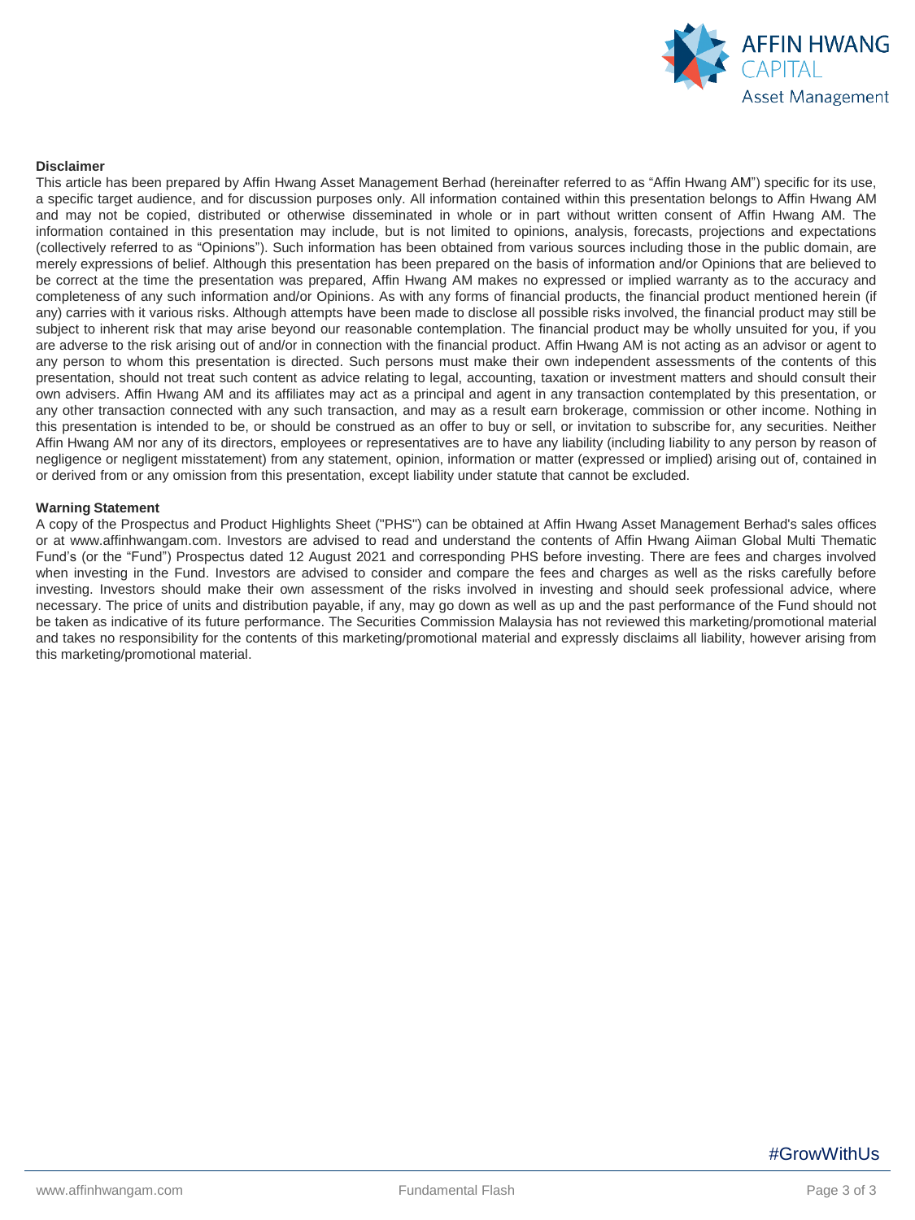**Disclaimer**

This article has been prepared by Affin Hwang Asset Management Berhad (hereinafter referred to as "Affin Hwang AM") specific for its use, a specific target audience, and for discussion purposes only. All information contained within this presentation belongs to Affin Hwang AM and may not be copied, distributed or otherwise disseminated in whole or in part without written consent of Affin Hwang AM. The information contained in this presentation may include, but is not limited to opinions, analysis, forecasts, projections and expectations (collectively referred to as "Opinions"). Such information has been obtained from various sources including those in the public domain, are merely expressions of belief. Although this presentation has been prepared on the basis of information and/or Opinions that are believed to be correct at the time the presentation was prepared, Affin Hwang AM makes no expressed or implied warranty as to the accuracy and completeness of any such information and/or Opinions. As with any forms of financial products, the financial product mentioned herein (if any) carries with it various risks. Although attempts have been made to disclose all possible risks involved, the financial product may still be subject to inherent risk that may arise beyond our reasonable contemplation. The financial product may be wholly unsuited for you, if you are adverse to the risk arising out of and/or in connection with the financial product. Affin Hwang AM is not acting as an advisor or agent to any person to whom this presentation is directed. Such persons must make their own independent assessments of the contents of this presentation, should not treat such content as advice relating to legal, accounting, taxation or investment matters and should consult their own advisers. Affin Hwang AM and its affiliates may act as a principal and agent in any transaction contemplated by this presentation, or any other transaction connected with any such transaction, and may as a result earn brokerage, commission or other income. Nothing in this presentation is intended to be, or should be construed as an offer to buy or sell, or invitation to subscribe for, any securities. Neither Affin Hwang AM nor any of its directors, employees or representatives are to have any liability (including liability to any person by reason of negligence or negligent misstatement) from any statement, opinion, information or matter (expressed or implied) arising out of, contained in or derived from or any omission from this presentation, except liability under statute that cannot be excluded.

**Warning Statement**

A copy of the Prospectus and Product Highlights Sheet ("PHS") can be obtained at Affin Hwang Asset Management Berhad's sales offices or at www.affinhwangam.com. Investors are advised to read and understand the contents of Affin Hwang Aiiman Global Multi Thematic Fund's (or the "Fund") Prospectus dated 12 August 2021 and corresponding PHS before investing. There are fees and charges involved when investing in the Fund. Investors are advised to consider and compare the fees and charges as well as the risks carefully before investing. Investors should make their own assessment of the risks involved in investing and should seek professional advice, where necessary. The price of units and distribution payable, if any, may go down as well as up and the past performance of the Fund should not be taken as indicative of its future performance. The Securities Commission Malaysia has not reviewed this marketing/promotional material and takes no responsibility for the contents of this marketing/promotional material and expressly disclaims all liability, however arising from this marketing/promotional material.

#GrowWithUs